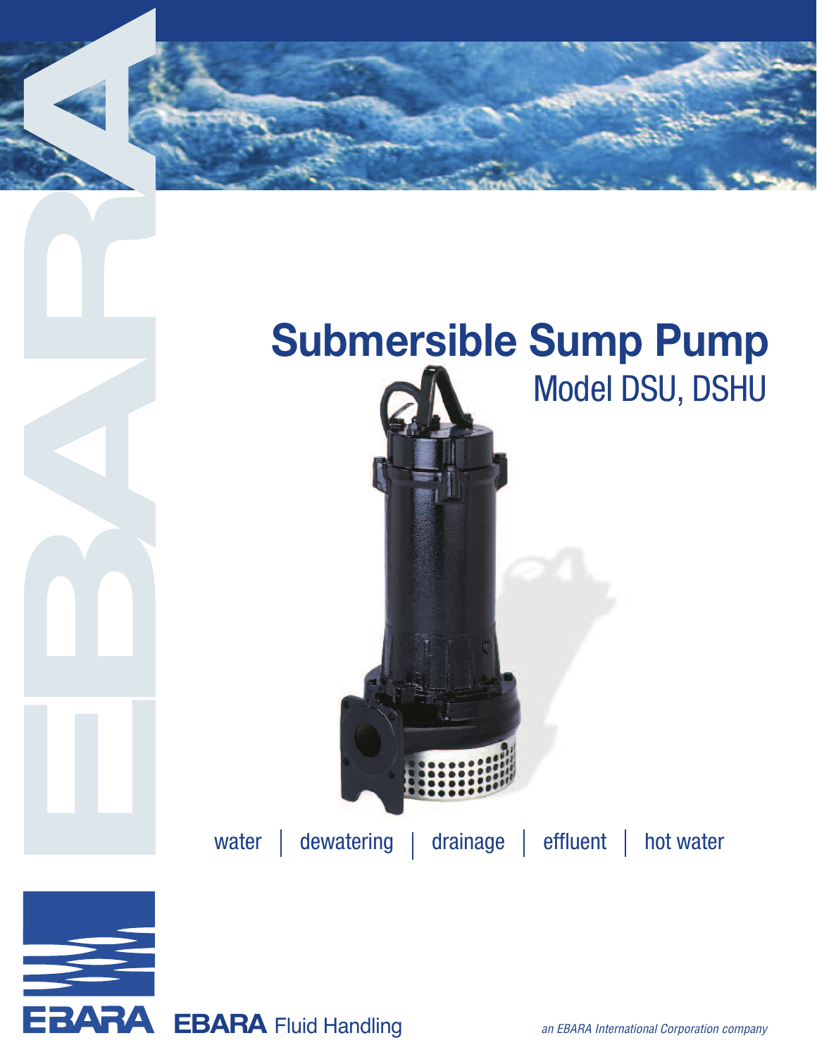# Submersible Sump Pump

## Model DSU, DSHU

water | dewatering | drainage | effluent | hot water

**EBARA** Fluid Handling

*an EBARA International Corporation company*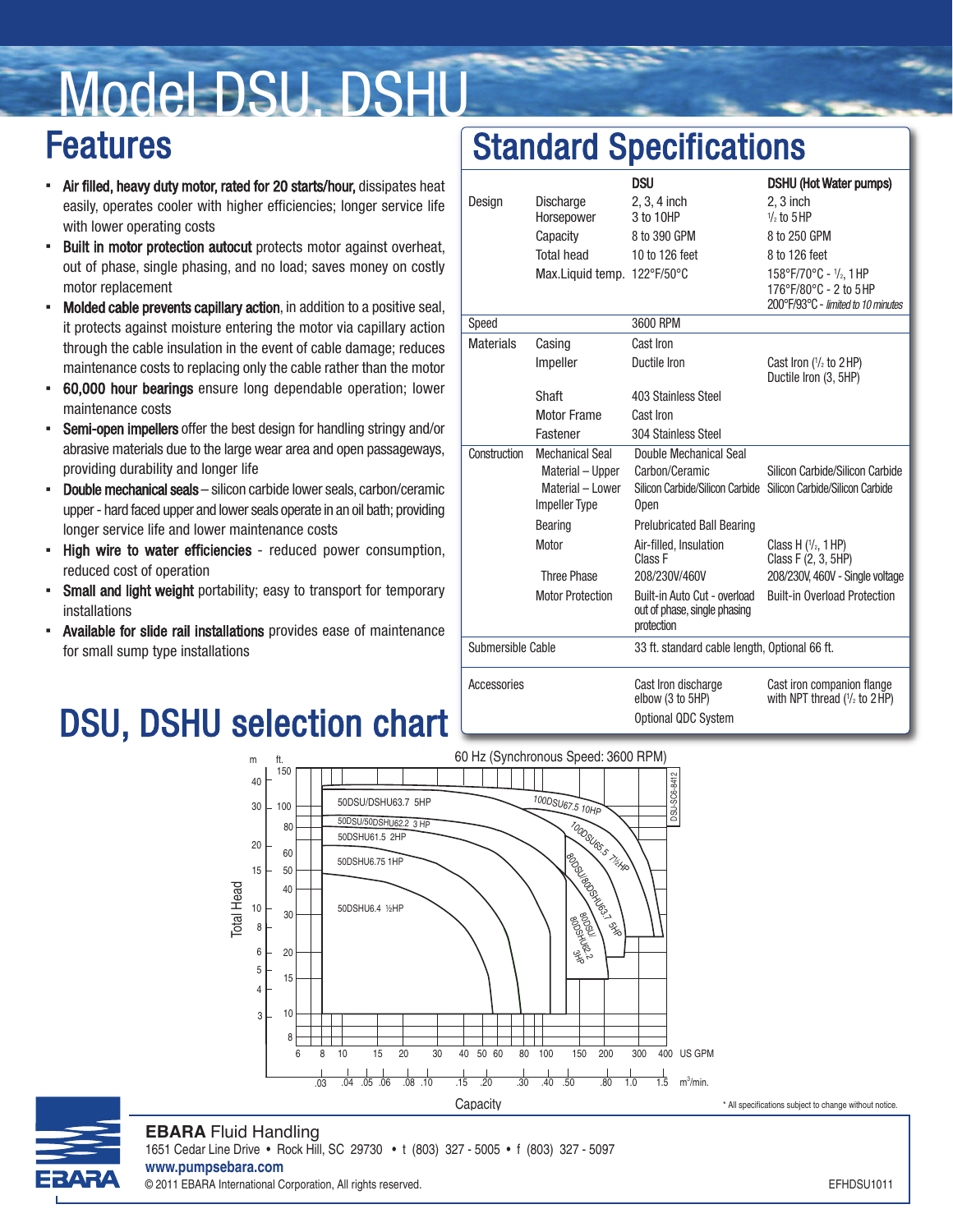# Model DSU, DSHU

## Features

- **Air filled, heavy duty motor, rated for 20 starts/hour,** dissipates heat easily, operates cooler with higher efficiencies; longer service life with lower operating costs
- **Built in motor protection autocut** protects motor against overheat, out of phase, single phasing, and no load; saves money on costly motor replacement
- **Molded cable prevents capillary action**, in addition to a positive seal, it protects against moisture entering the motor via capillary action through the cable insulation in the event of cable damage; reduces maintenance costs to replacing only the cable rather than the motor
- **60,000 hour bearings** ensure long dependable operation; lower maintenance costs
- **Semi-open impellers** offer the best design for handling stringy and/or abrasive materials due to the large wear area and open passageways, providing durability and longer life
- **Double mechanical seals** – silicon carbide lower seals, carbon/ceramic upper - hard faced upper and lower seals operate in an oil bath; providing longer service life and lower maintenance costs
- **High wire to water efficiencies** - reduced power consumption, reduced cost of operation
- **Small and light weight** portability; easy to transport for temporary installations
- **Available for slide rail installations** provides ease of maintenance for small sump type installations

## Standard Specifications

| | | DSU | DSHU (Hot Water pumps) |
|---|---|---|---|
| Design | Discharge | 2, 3, 4 inch | 2, 3 inch |
| | Horsepower | 3 to 10HP | 1/2 to 5HP |
| | Capacity | 8 to 390 GPM | 8 to 250 GPM |
| | Total head | 10 to 126 feet | 8 to 126 feet |
| | Max.Liquid temp. | 122°F/50°C | 158°F/70°C - 1/2, 1HP<br>176°F/80°C - 2 to 5HP<br>200°F/93°C - *limited to 10 minutes* |
| Speed | | 3600 RPM | |
| Materials | Casing | Cast Iron | |
| | Impeller | Ductile Iron | Cast Iron (1/2 to 2HP)<br>Ductile Iron (3, 5HP) |
| | Shaft | 403 Stainless Steel | |
| | Motor Frame | Cast Iron | |
| | Fastener | 304 Stainless Steel | |
| Construction | Mechanical Seal | Double Mechanical Seal | |
| | Material – Upper | Carbon/Ceramic | Silicon Carbide/Silicon Carbide |
| | Material – Lower | Silicon Carbide/Silicon Carbide | Silicon Carbide/Silicon Carbide |
| | Impeller Type | Open | |
| | Bearing | Prelubricated Ball Bearing | |
| | Motor | Air-filled, Insulation Class F | Class H (1/2, 1HP)<br>Class F (2, 3, 5HP) |
| | Three Phase | 208/230V/460V | 208/230V, 460V - Single voltage |
| | Motor Protection | Built-in Auto Cut - overload out of phase, single phasing protection | Built-in Overload Protection |
| Submersible Cable | | 33 ft. standard cable length, Optional 66 ft. | |
| Accessories | | Cast Iron discharge elbow (3 to 5HP)<br>Optional QDC System | Cast iron companion flange with NPT thread (1/2 to 2HP) |

## DSU, DSHU selection chart

60 Hz (Synchronous Speed: 3600 RPM)

DSU-SC6-8412

Total Head (m / ft.)

m: 40, 30, 20, 15, 10, 8, 6, 5, 4, 3

ft.: 150, 100, 80, 60, 50, 40, 30, 20, 15, 10, 8

50DSU/DSHU63.7 5HP

50DSU/50DSHU62.2 3HP

50DSHU61.5 2HP

50DSHU6.75 1HP

50DSHU6.4 ½HP

100DSU67.5 10HP

100DSU65.5 7½HP

80DSU/80DSHU63.7 5HP

80DSU/80DSHU62.2 3HP

US GPM: 6, 8, 10, 15, 20, 30, 40, 50, 60, 80, 100, 150, 200, 300, 400

m³/min.: .03, .04, .05, .06, .08, .10, .15, .20, .30, .40, .50, .80, 1.0, 1.5

Capacity

\* All specifications subject to change without notice.

**EBARA** Fluid Handling
1651 Cedar Line Drive • Rock Hill, SC 29730 • t (803) 327 - 5005 • f (803) 327 - 5097
**www.pumpsebara.com**
© 2011 EBARA International Corporation, All rights reserved.

EFHDSU1011